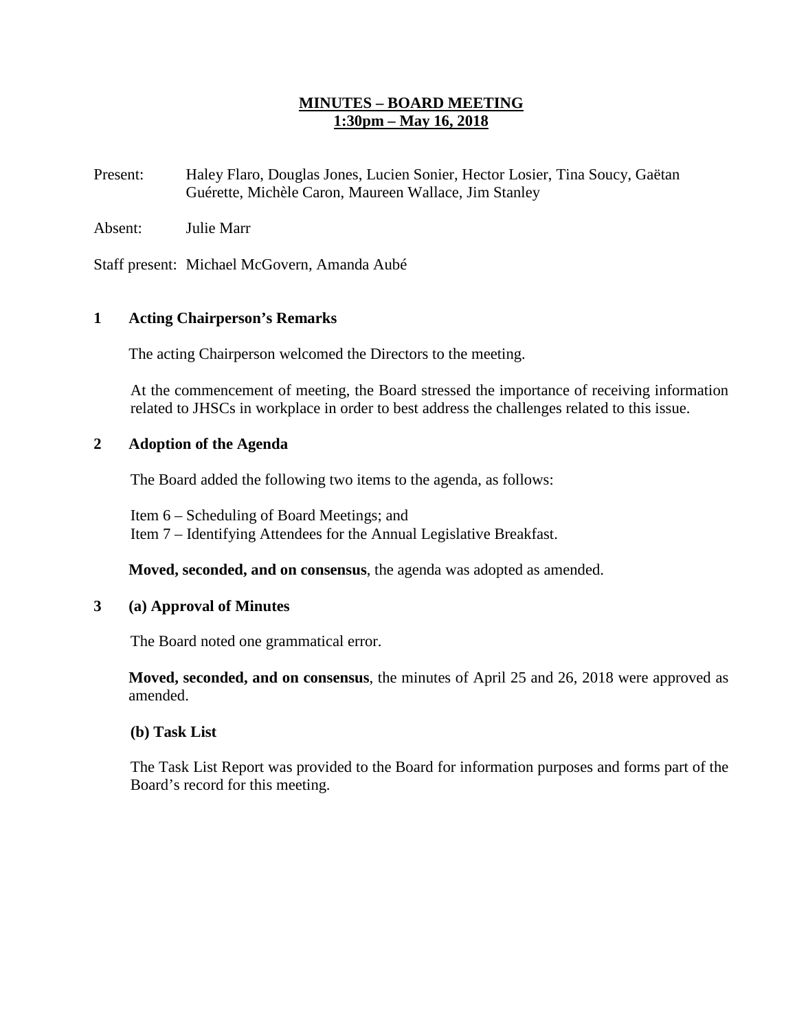# **MINUTES – BOARD MEETING**
## **1:30pm – May 16, 2018**

Present: Haley Flaro, Douglas Jones, Lucien Sonier, Hector Losier, Tina Soucy, Gaëtan Guérette, Michèle Caron, Maureen Wallace, Jim Stanley

Absent: Julie Marr

Staff present: Michael McGovern, Amanda Aubé

### **1 Acting Chairperson's Remarks**

The acting Chairperson welcomed the Directors to the meeting.

At the commencement of meeting, the Board stressed the importance of receiving information related to JHSCs in workplace in order to best address the challenges related to this issue.

### **2 Adoption of the Agenda**

The Board added the following two items to the agenda, as follows:

Item 6 – Scheduling of Board Meetings; and
Item 7 – Identifying Attendees for the Annual Legislative Breakfast.

**Moved, seconded, and on consensus**, the agenda was adopted as amended.

### **3 (a) Approval of Minutes**

The Board noted one grammatical error.

**Moved, seconded, and on consensus**, the minutes of April 25 and 26, 2018 were approved as amended.

#### **(b) Task List**

The Task List Report was provided to the Board for information purposes and forms part of the Board's record for this meeting.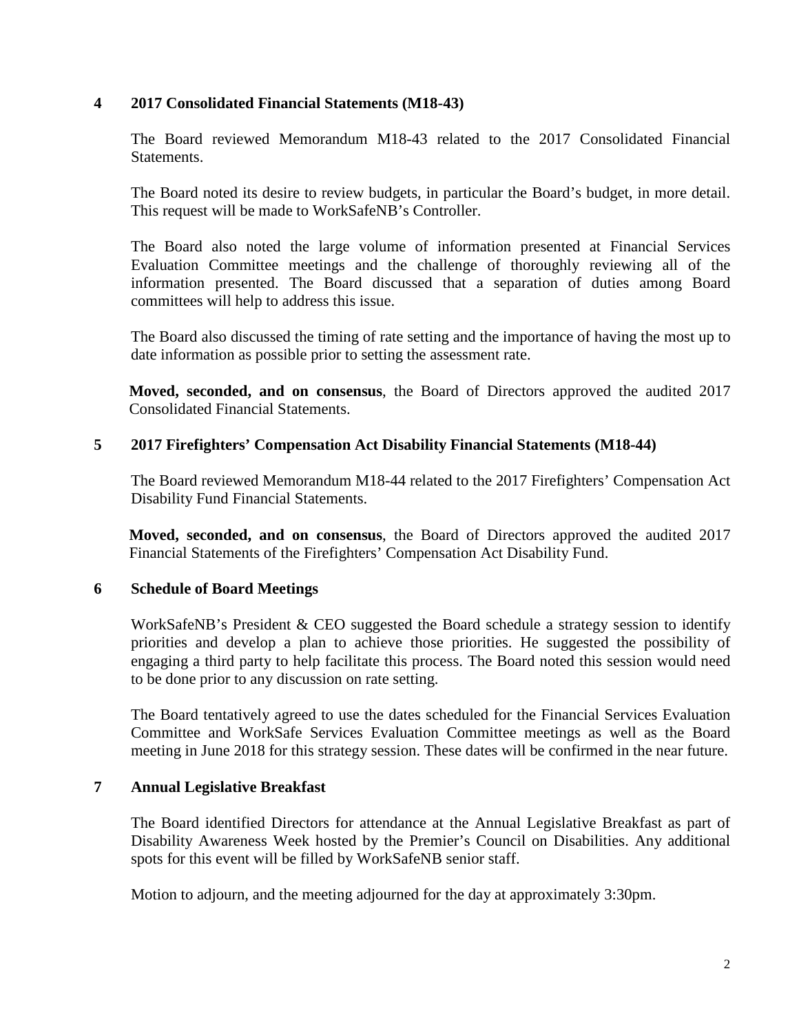## 4 2017 Consolidated Financial Statements (M18-43)

The Board reviewed Memorandum M18-43 related to the 2017 Consolidated Financial Statements.

The Board noted its desire to review budgets, in particular the Board's budget, in more detail. This request will be made to WorkSafeNB's Controller.

The Board also noted the large volume of information presented at Financial Services Evaluation Committee meetings and the challenge of thoroughly reviewing all of the information presented. The Board discussed that a separation of duties among Board committees will help to address this issue.

The Board also discussed the timing of rate setting and the importance of having the most up to date information as possible prior to setting the assessment rate.

**Moved, seconded, and on consensus**, the Board of Directors approved the audited 2017 Consolidated Financial Statements.

## 5 2017 Firefighters' Compensation Act Disability Financial Statements (M18-44)

The Board reviewed Memorandum M18-44 related to the 2017 Firefighters' Compensation Act Disability Fund Financial Statements.

**Moved, seconded, and on consensus**, the Board of Directors approved the audited 2017 Financial Statements of the Firefighters' Compensation Act Disability Fund.

## 6 Schedule of Board Meetings

WorkSafeNB's President & CEO suggested the Board schedule a strategy session to identify priorities and develop a plan to achieve those priorities. He suggested the possibility of engaging a third party to help facilitate this process. The Board noted this session would need to be done prior to any discussion on rate setting.

The Board tentatively agreed to use the dates scheduled for the Financial Services Evaluation Committee and WorkSafe Services Evaluation Committee meetings as well as the Board meeting in June 2018 for this strategy session. These dates will be confirmed in the near future.

## 7 Annual Legislative Breakfast

The Board identified Directors for attendance at the Annual Legislative Breakfast as part of Disability Awareness Week hosted by the Premier's Council on Disabilities. Any additional spots for this event will be filled by WorkSafeNB senior staff.

Motion to adjourn, and the meeting adjourned for the day at approximately 3:30pm.